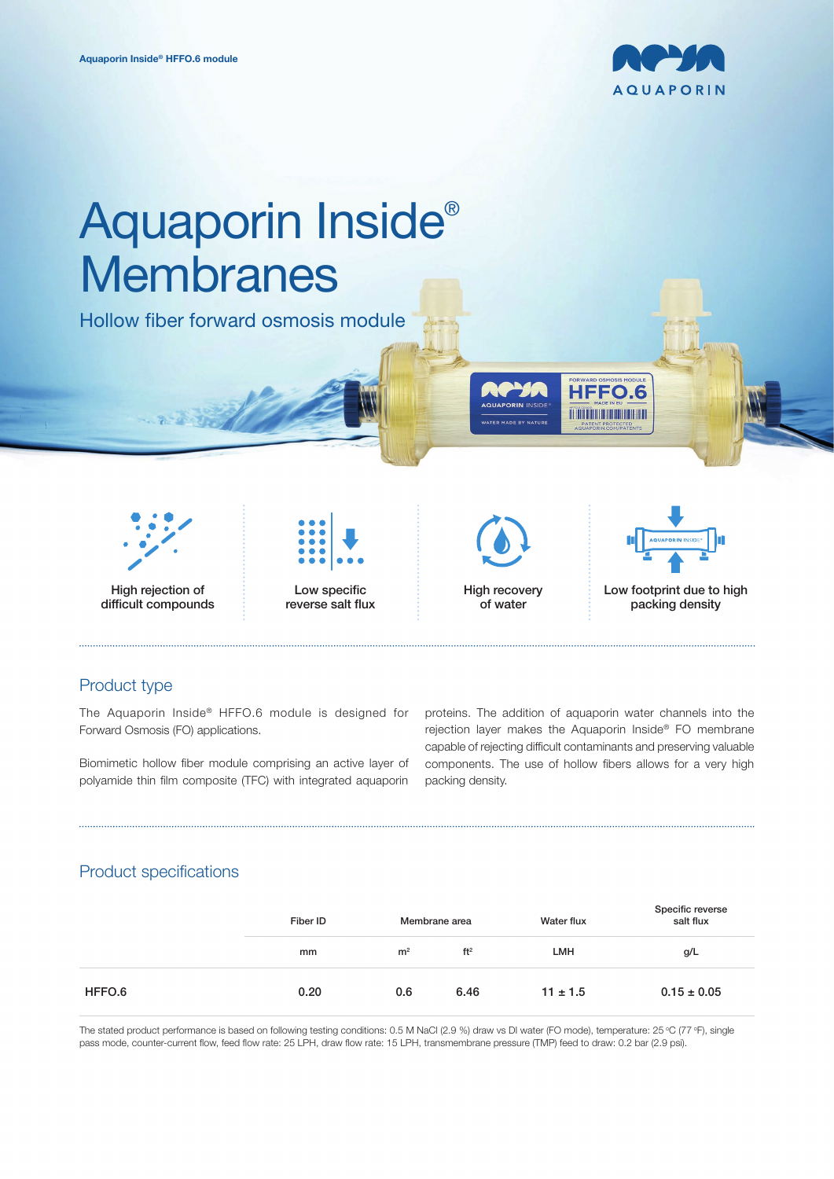Aquaporin Inside® HFFO.6 module

# Aquaporin Inside® Membranes

## Hollow fiber forward osmosis module

High rejection of difficult compounds

Low specific reverse salt flux

High recovery of water

Low footprint due to high packing density

## Product type

The Aquaporin Inside® HFFO.6 module is designed for Forward Osmosis (FO) applications.

Biomimetic hollow fiber module comprising an active layer of polyamide thin film composite (TFC) with integrated aquaporin proteins. The addition of aquaporin water channels into the rejection layer makes the Aquaporin Inside® FO membrane capable of rejecting difficult contaminants and preserving valuable components. The use of hollow fibers allows for a very high packing density.

## Product specifications

| | Fiber ID | Membrane area | | Water flux | Specific reverse salt flux |
|---|---|---|---|---|---|
| | mm | $m^2$ | $ft^2$ | LMH | g/L |
| HFFO.6 | 0.20 | 0.6 | 6.46 | 11 ± 1.5 | 0.15 ± 0.05 |

The stated product performance is based on following testing conditions: 0.5 M NaCl (2.9 %) draw vs DI water (FO mode), temperature: 25 °C (77 °F), single pass mode, counter-current flow, feed flow rate: 25 LPH, draw flow rate: 15 LPH, transmembrane pressure (TMP) feed to draw: 0.2 bar (2.9 psi).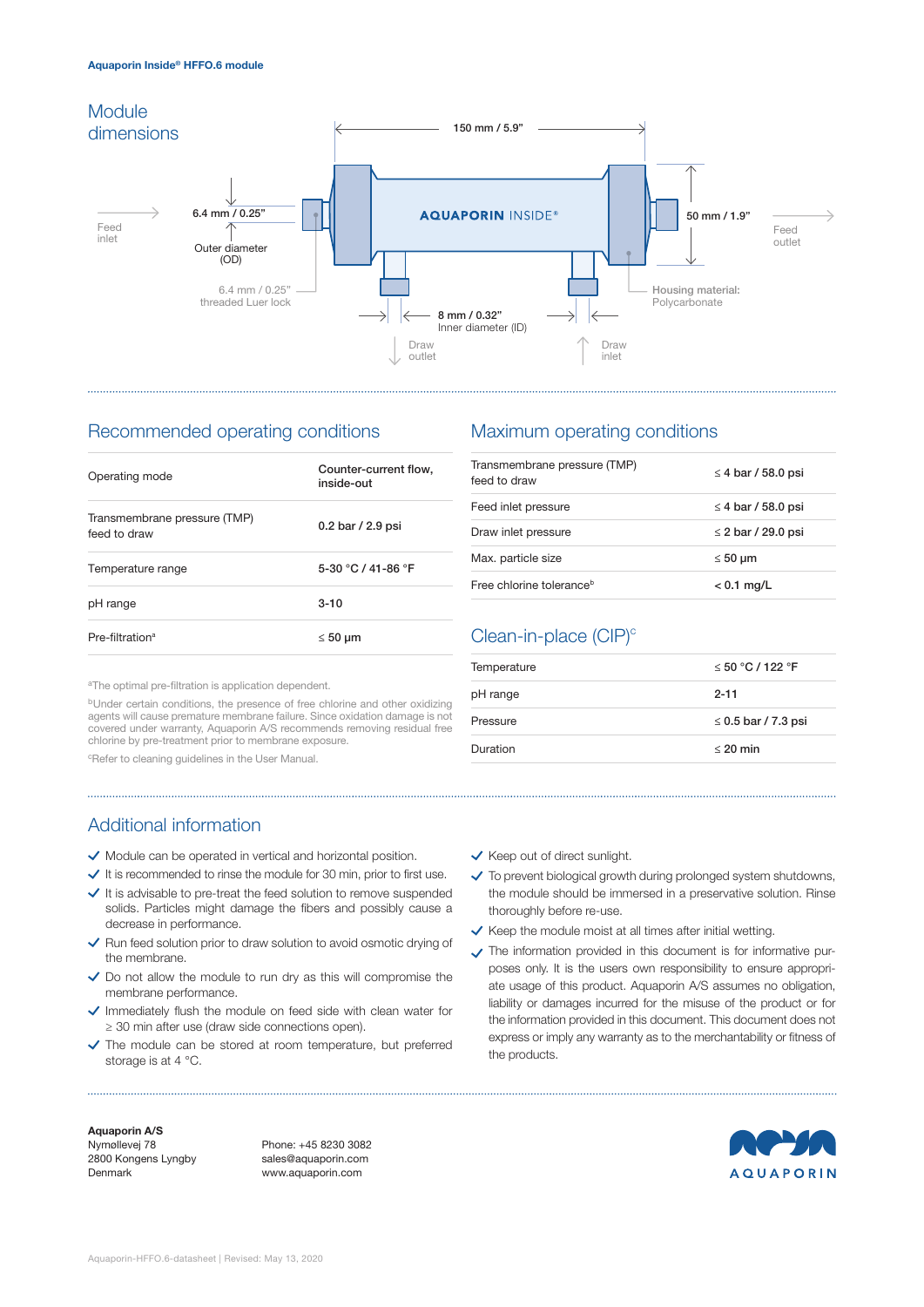Aquaporin Inside® HFFO.6 module

## Module dimensions

150 mm / 5.9"

6.4 mm / 0.25"
Outer diameter (OD)

AQUAPORIN INSIDE®

50 mm / 1.9"

Feed inlet

Feed outlet

6.4 mm / 0.25"
threaded Luer lock

Housing material:
Polycarbonate

8 mm / 0.32"
Inner diameter (ID)

Draw outlet

Draw inlet

## Recommended operating conditions

| | |
|---|---|
| Operating mode | Counter-current flow, inside-out |
| Transmembrane pressure (TMP) feed to draw | 0.2 bar / 2.9 psi |
| Temperature range | 5-30 °C / 41-86 °F |
| pH range | 3-10 |
| Pre-filtration[a] | ≤ 50 µm |

[a]The optimal pre-filtration is application dependent.

[b]Under certain conditions, the presence of free chlorine and other oxidizing agents will cause premature membrane failure. Since oxidation damage is not covered under warranty, Aquaporin A/S recommends removing residual free chlorine by pre-treatment prior to membrane exposure.

[c]Refer to cleaning guidelines in the User Manual.

## Maximum operating conditions

| | |
|---|---|
| Transmembrane pressure (TMP) feed to draw | ≤ 4 bar / 58.0 psi |
| Feed inlet pressure | ≤ 4 bar / 58.0 psi |
| Draw inlet pressure | ≤ 2 bar / 29.0 psi |
| Max. particle size | ≤ 50 µm |
| Free chlorine tolerance[b] | < 0.1 mg/L |

## Clean-in-place (CIP)[c]

| | |
|---|---|
| Temperature | ≤ 50 °C / 122 °F |
| pH range | 2-11 |
| Pressure | ≤ 0.5 bar / 7.3 psi |
| Duration | ≤ 20 min |

## Additional information

- Module can be operated in vertical and horizontal position.
- It is recommended to rinse the module for 30 min, prior to first use.
- It is advisable to pre-treat the feed solution to remove suspended solids. Particles might damage the fibers and possibly cause a decrease in performance.
- Run feed solution prior to draw solution to avoid osmotic drying of the membrane.
- Do not allow the module to run dry as this will compromise the membrane performance.
- Immediately flush the module on feed side with clean water for ≥ 30 min after use (draw side connections open).
- The module can be stored at room temperature, but preferred storage is at 4 °C.
- Keep out of direct sunlight.
- To prevent biological growth during prolonged system shutdowns, the module should be immersed in a preservative solution. Rinse thoroughly before re-use.
- Keep the module moist at all times after initial wetting.
- The information provided in this document is for informative purposes only. It is the users own responsibility to ensure appropriate usage of this product. Aquaporin A/S assumes no obligation, liability or damages incurred for the misuse of the product or for the information provided in this document. This document does not express or imply any warranty as to the merchantability or fitness of the products.

**Aquaporin A/S**
Nymøllevej 78
2800 Kongens Lyngby
Denmark

Phone: +45 8230 3082
sales@aquaporin.com
www.aquaporin.com

AQUAPORIN

Aquaporin-HFFO.6-datasheet | Revised: May 13, 2020